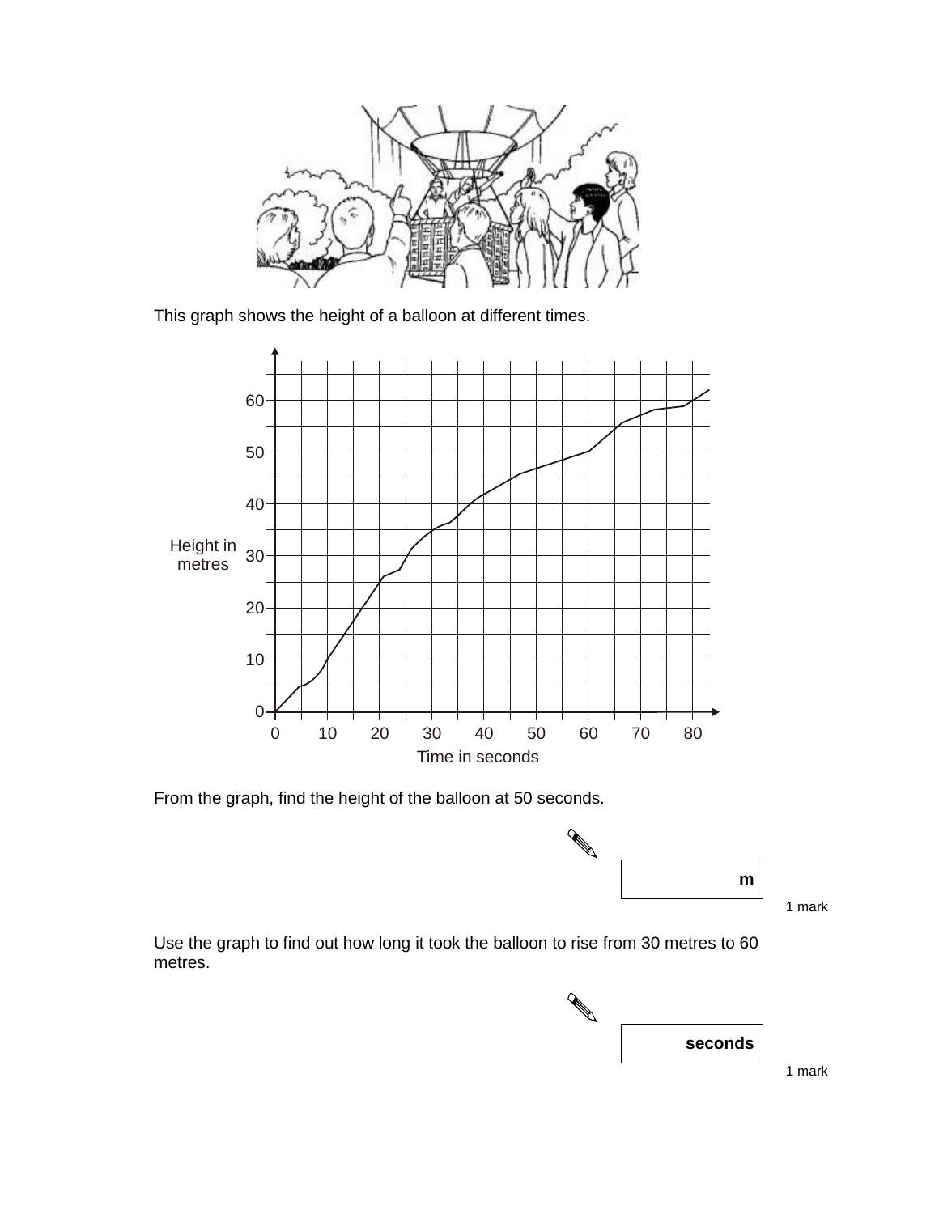This graph shows the height of a balloon at different times.

From the graph, find the height of the balloon at 50 seconds.

m

1 mark

Use the graph to find out how long it took the balloon to rise from 30 metres to 60 metres.

seconds

1 mark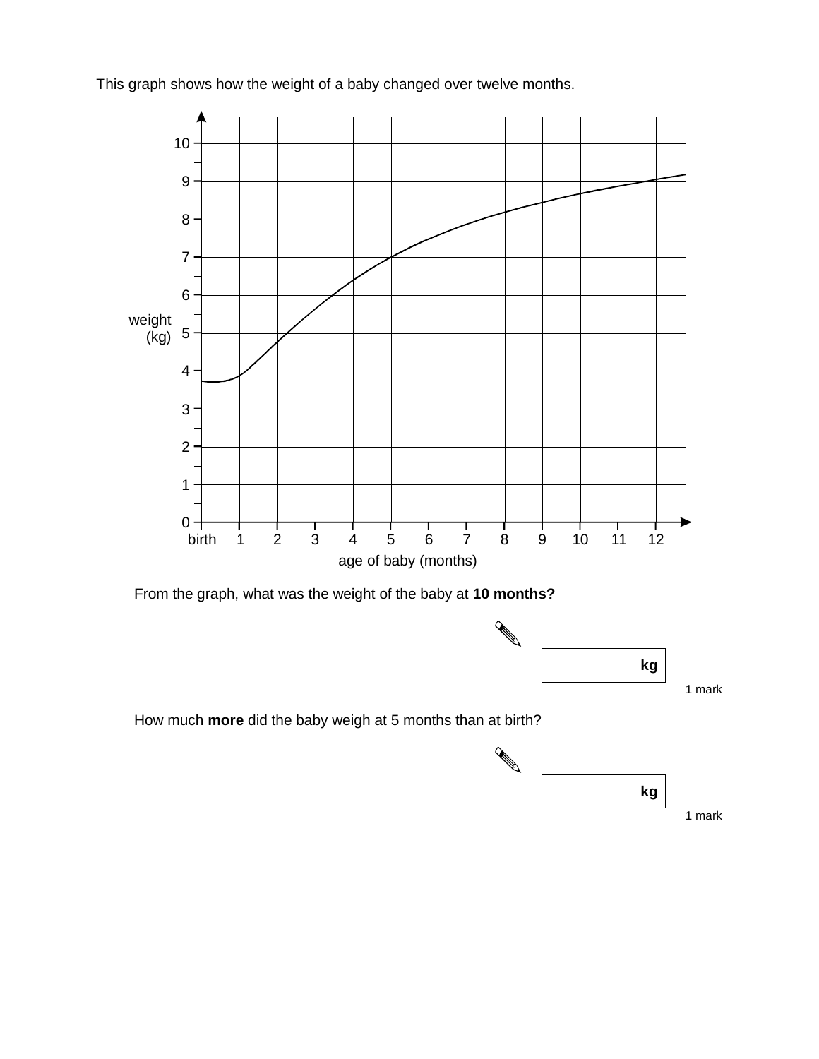This graph shows how the weight of a baby changed over twelve months.

From the graph, what was the weight of the baby at **10 months?**

kg

1 mark

How much **more** did the baby weigh at 5 months than at birth?

kg

1 mark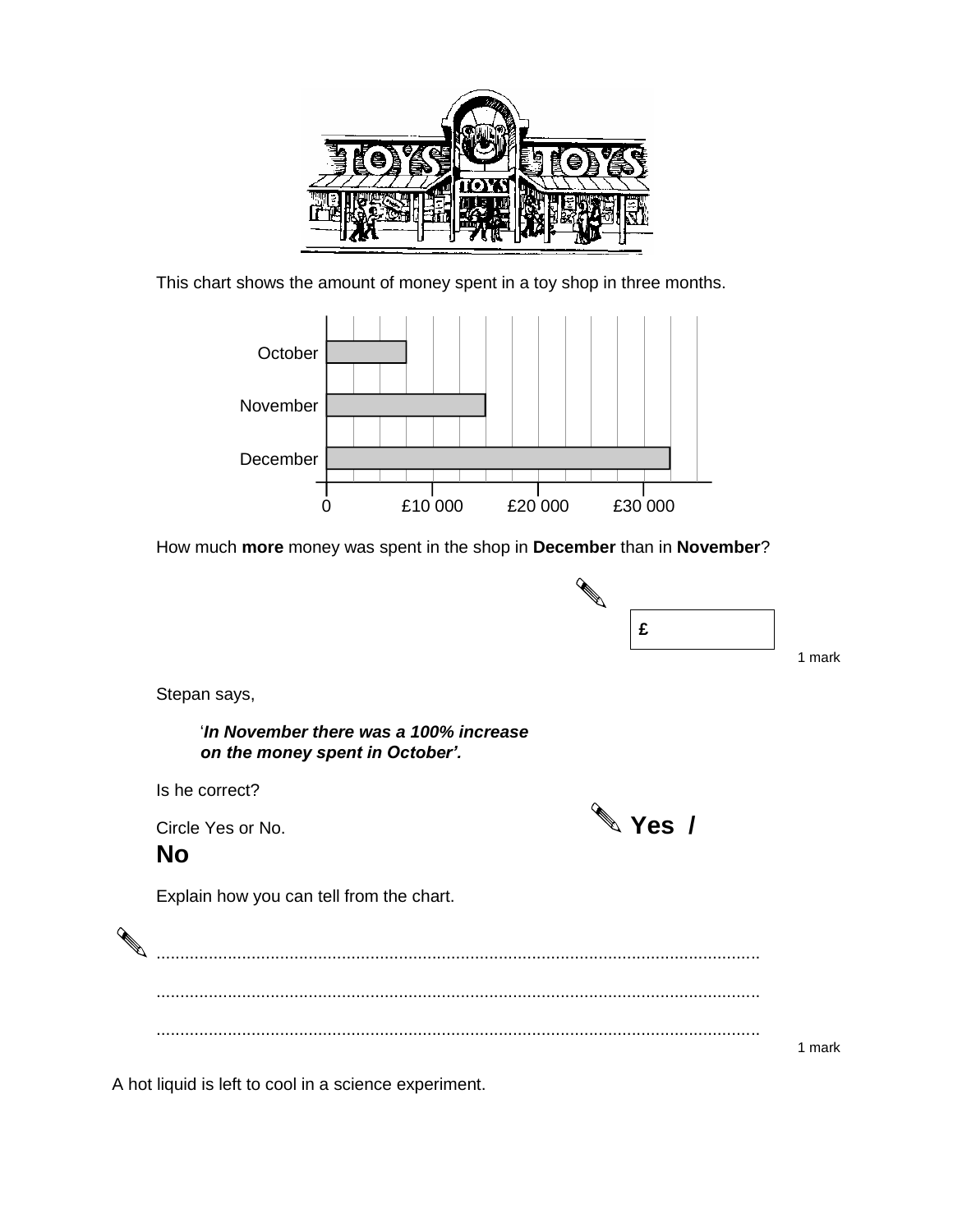This chart shows the amount of money spent in a toy shop in three months.

How much **more** money was spent in the shop in **December** than in **November**?

£

1 mark

Stepan says,

'***In November there was a 100% increase on the money spent in October'.***

Is he correct?

Circle Yes or No.

**Yes / No**

Explain how you can tell from the chart.

..............................................................................................................................

..............................................................................................................................

..............................................................................................................................

1 mark

A hot liquid is left to cool in a science experiment.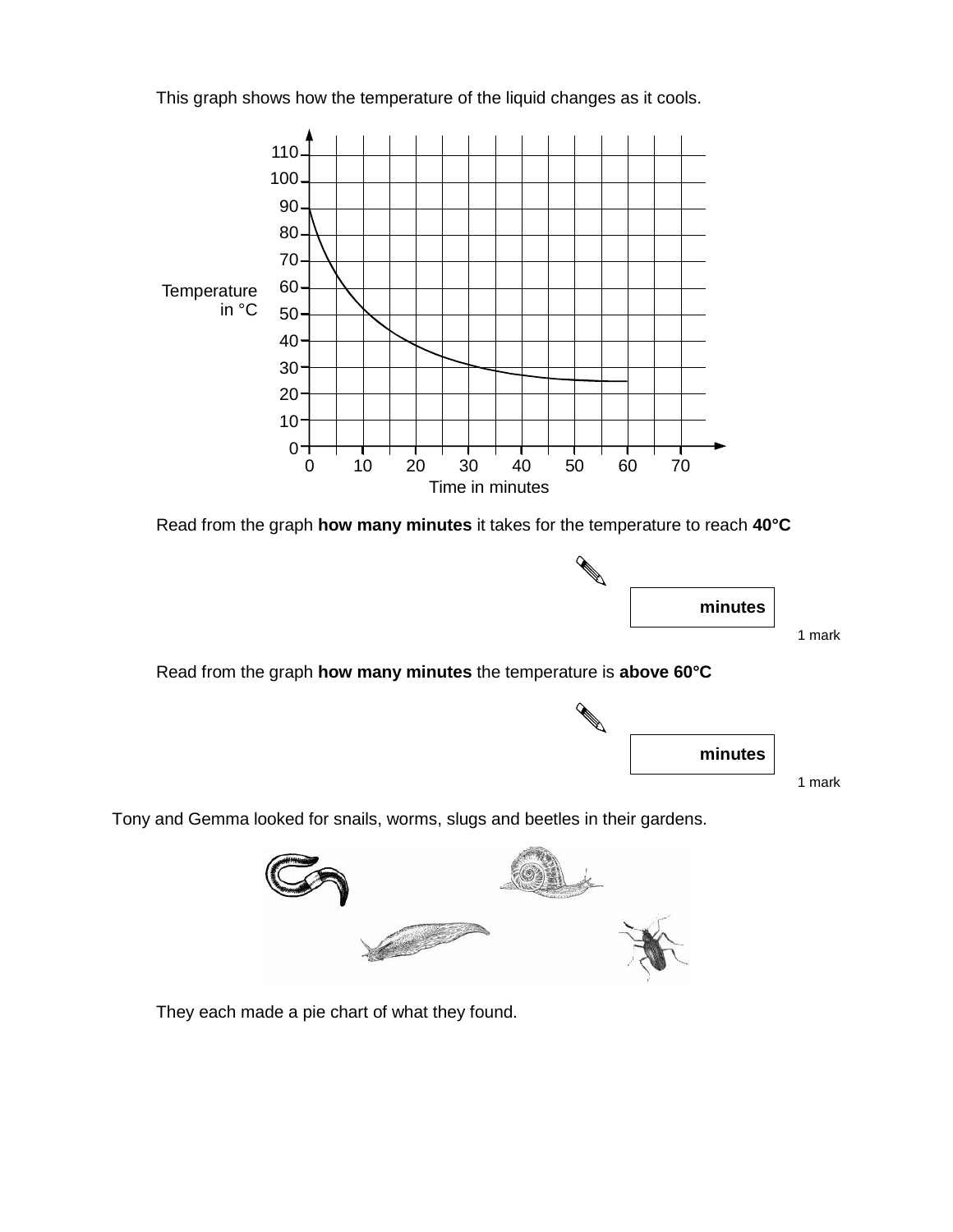This graph shows how the temperature of the liquid changes as it cools.

Read from the graph **how many minutes** it takes for the temperature to reach **40°C**

| **minutes** |
|---|

1 mark

Read from the graph **how many minutes** the temperature is **above 60°C**

| **minutes** |
|---|

1 mark

Tony and Gemma looked for snails, worms, slugs and beetles in their gardens.

They each made a pie chart of what they found.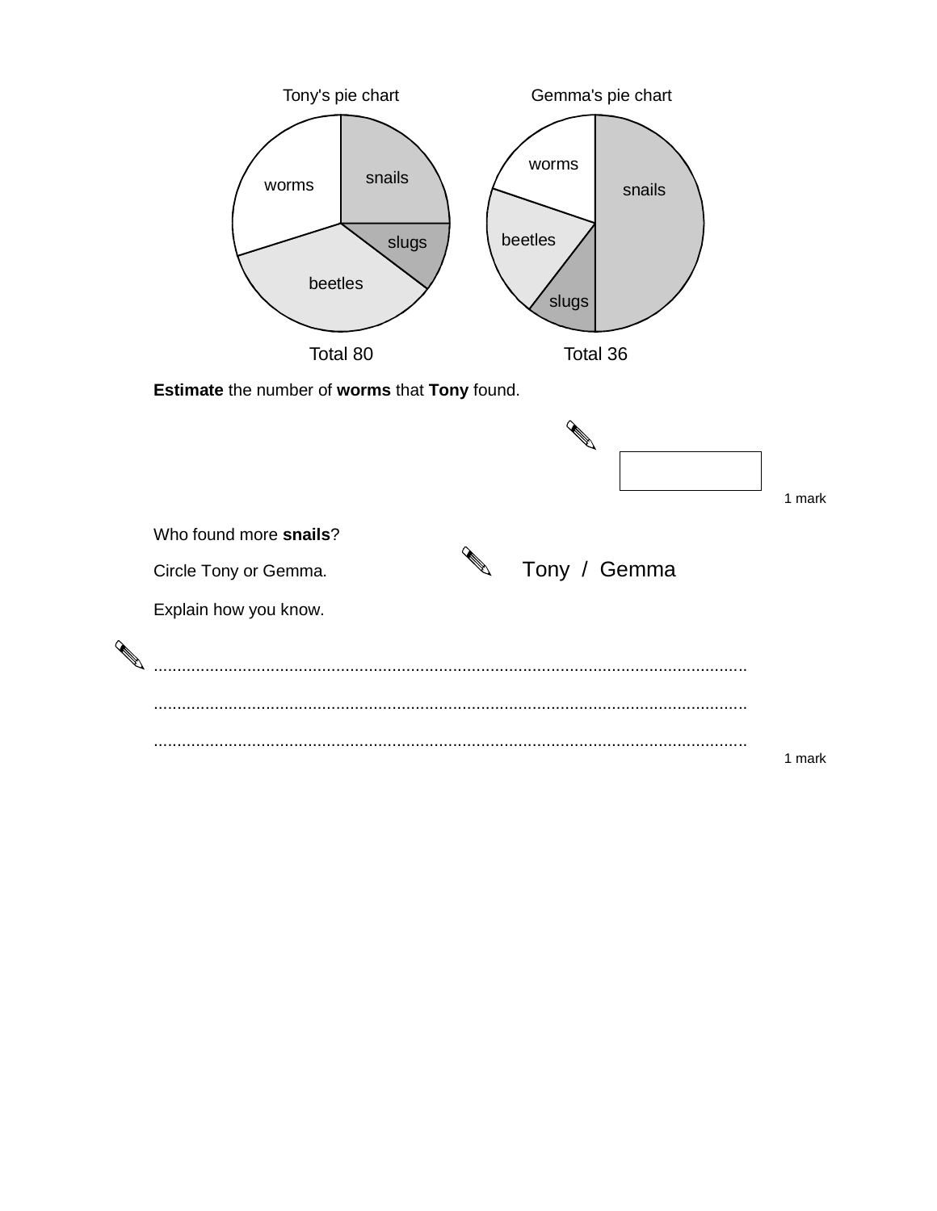Tony's pie chart

worms, snails, slugs, beetles

Total 80

Gemma's pie chart

worms, snails, beetles, slugs

Total 36

**Estimate** the number of **worms** that **Tony** found.

1 mark

Who found more **snails**?

Circle Tony or Gemma. Tony / Gemma

Explain how you know.

..............................................................................................................................

..............................................................................................................................

..............................................................................................................................

1 mark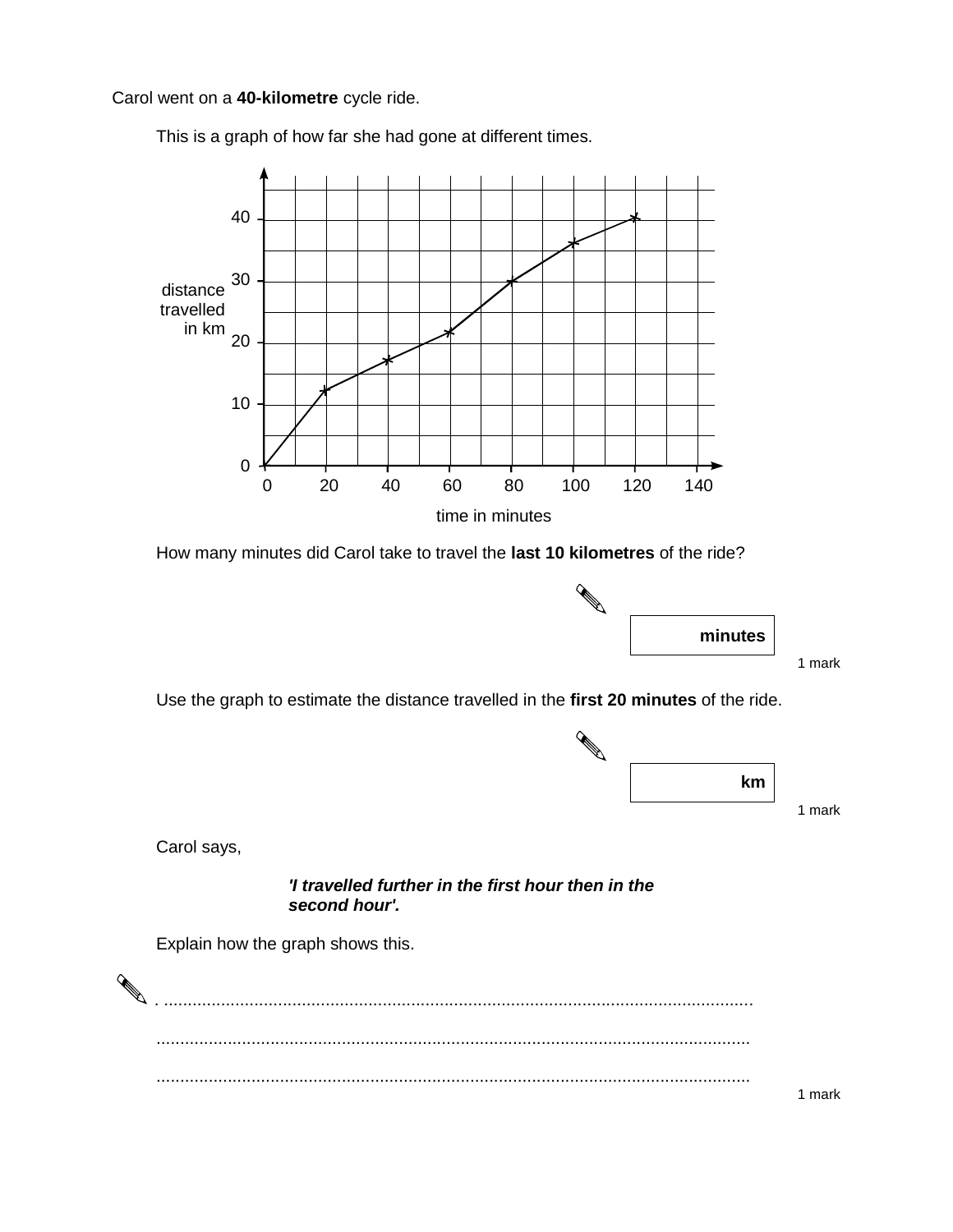Carol went on a **40-kilometre** cycle ride.

This is a graph of how far she had gone at different times.

distance travelled in km

0
10
20
30
40

0 20 40 60 80 100 120 140

time in minutes

How many minutes did Carol take to travel the **last 10 kilometres** of the ride?

minutes

1 mark

Use the graph to estimate the distance travelled in the **first 20 minutes** of the ride.

km

1 mark

Carol says,

***'I travelled further in the first hour then in the second hour'.***

Explain how the graph shows this.

..........................................................................................................................

..........................................................................................................................

..........................................................................................................................

1 mark